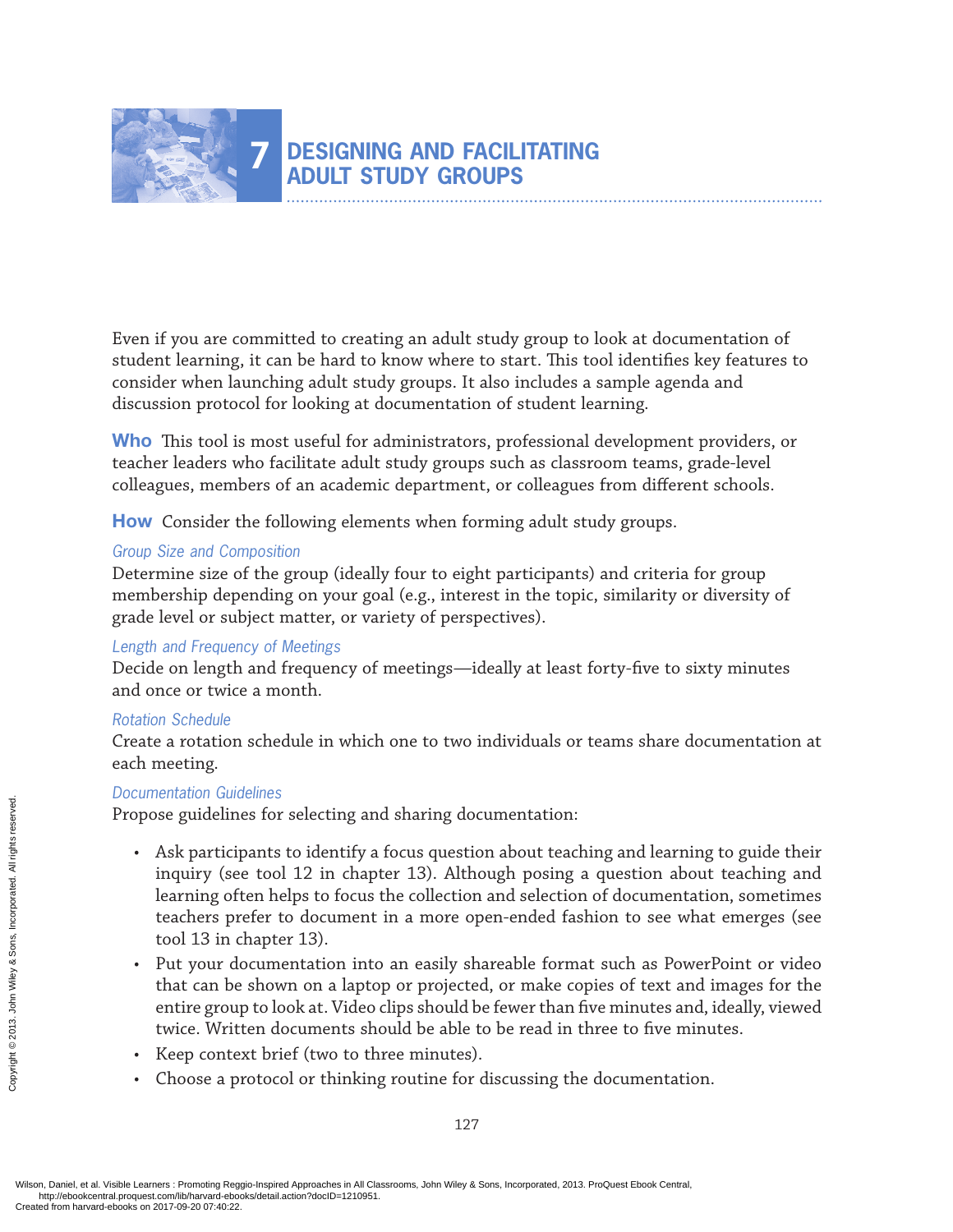# 7 DESIGNING AND FACILITATING ADULT STUDY GROUPS

Even if you are committed to creating an adult study group to look at documentation of student learning, it can be hard to know where to start. This tool identifies key features to consider when launching adult study groups. It also includes a sample agenda and discussion protocol for looking at documentation of student learning.

**Who** This tool is most useful for administrators, professional development providers, or teacher leaders who facilitate adult study groups such as classroom teams, grade-level colleagues, members of an academic department, or colleagues from different schools.

**How** Consider the following elements when forming adult study groups.

*Group Size and Composition*

Determine size of the group (ideally four to eight participants) and criteria for group membership depending on your goal (e.g., interest in the topic, similarity or diversity of grade level or subject matter, or variety of perspectives).

*Length and Frequency of Meetings*

Decide on length and frequency of meetings—ideally at least forty-five to sixty minutes and once or twice a month.

*Rotation Schedule*

Create a rotation schedule in which one to two individuals or teams share documentation at each meeting.

*Documentation Guidelines*

Propose guidelines for selecting and sharing documentation:

- Ask participants to identify a focus question about teaching and learning to guide their inquiry (see tool 12 in chapter 13). Although posing a question about teaching and learning often helps to focus the collection and selection of documentation, sometimes teachers prefer to document in a more open-ended fashion to see what emerges (see tool 13 in chapter 13).
- Put your documentation into an easily shareable format such as PowerPoint or video that can be shown on a laptop or projected, or make copies of text and images for the entire group to look at. Video clips should be fewer than five minutes and, ideally, viewed twice. Written documents should be able to be read in three to five minutes.
- Keep context brief (two to three minutes).
- Choose a protocol or thinking routine for discussing the documentation.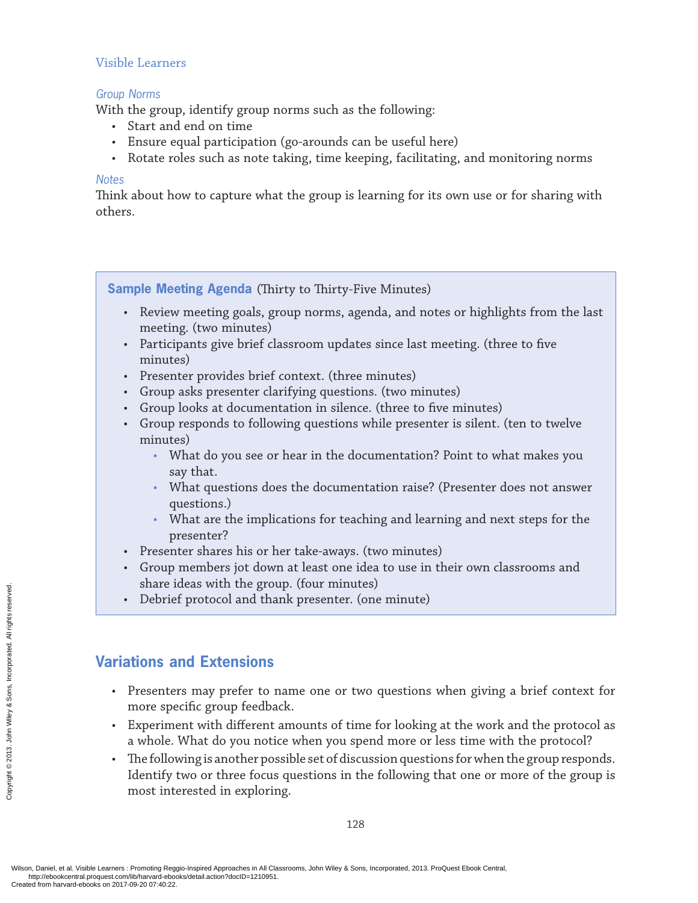### Group Norms

With the group, identify group norms such as the following:

- Start and end on time
- Ensure equal participation (go-arounds can be useful here)
- Rotate roles such as note taking, time keeping, facilitating, and monitoring norms

### Notes

Think about how to capture what the group is learning for its own use or for sharing with others.

**Sample Meeting Agenda** (Thirty to Thirty-Five Minutes)

- Review meeting goals, group norms, agenda, and notes or highlights from the last meeting. (two minutes)
- Participants give brief classroom updates since last meeting. (three to five minutes)
- Presenter provides brief context. (three minutes)
- Group asks presenter clarifying questions. (two minutes)
- Group looks at documentation in silence. (three to five minutes)
- Group responds to following questions while presenter is silent. (ten to twelve minutes)
  - What do you see or hear in the documentation? Point to what makes you say that.
  - What questions does the documentation raise? (Presenter does not answer questions.)
  - What are the implications for teaching and learning and next steps for the presenter?
- Presenter shares his or her take-aways. (two minutes)
- Group members jot down at least one idea to use in their own classrooms and share ideas with the group. (four minutes)
- Debrief protocol and thank presenter. (one minute)

## Variations and Extensions

- Presenters may prefer to name one or two questions when giving a brief context for more specific group feedback.
- Experiment with different amounts of time for looking at the work and the protocol as a whole. What do you notice when you spend more or less time with the protocol?
- The following is another possible set of discussion questions for when the group responds. Identify two or three focus questions in the following that one or more of the group is most interested in exploring.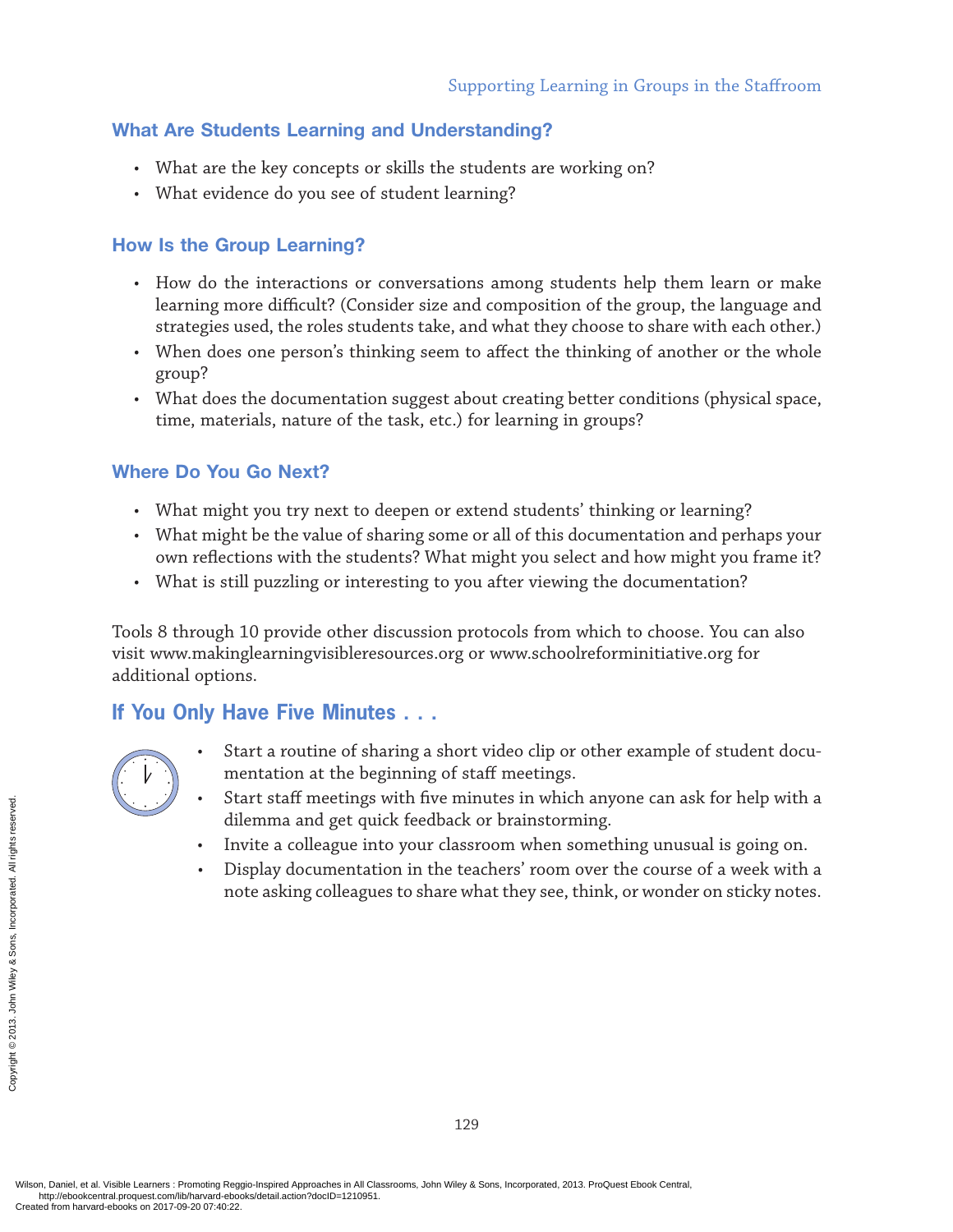### What Are Students Learning and Understanding?

- What are the key concepts or skills the students are working on?
- What evidence do you see of student learning?

### How Is the Group Learning?

- How do the interactions or conversations among students help them learn or make learning more difficult? (Consider size and composition of the group, the language and strategies used, the roles students take, and what they choose to share with each other.)
- When does one person's thinking seem to affect the thinking of another or the whole group?
- What does the documentation suggest about creating better conditions (physical space, time, materials, nature of the task, etc.) for learning in groups?

### Where Do You Go Next?

- What might you try next to deepen or extend students' thinking or learning?
- What might be the value of sharing some or all of this documentation and perhaps your own reflections with the students? What might you select and how might you frame it?
- What is still puzzling or interesting to you after viewing the documentation?

Tools 8 through 10 provide other discussion protocols from which to choose. You can also visit www.makinglearningvisibleresources.org or www.schoolreforminitiative.org for additional options.

## If You Only Have Five Minutes . . .

- Start a routine of sharing a short video clip or other example of student documentation at the beginning of staff meetings.
- Start staff meetings with five minutes in which anyone can ask for help with a dilemma and get quick feedback or brainstorming.
- Invite a colleague into your classroom when something unusual is going on.
- Display documentation in the teachers' room over the course of a week with a note asking colleagues to share what they see, think, or wonder on sticky notes.